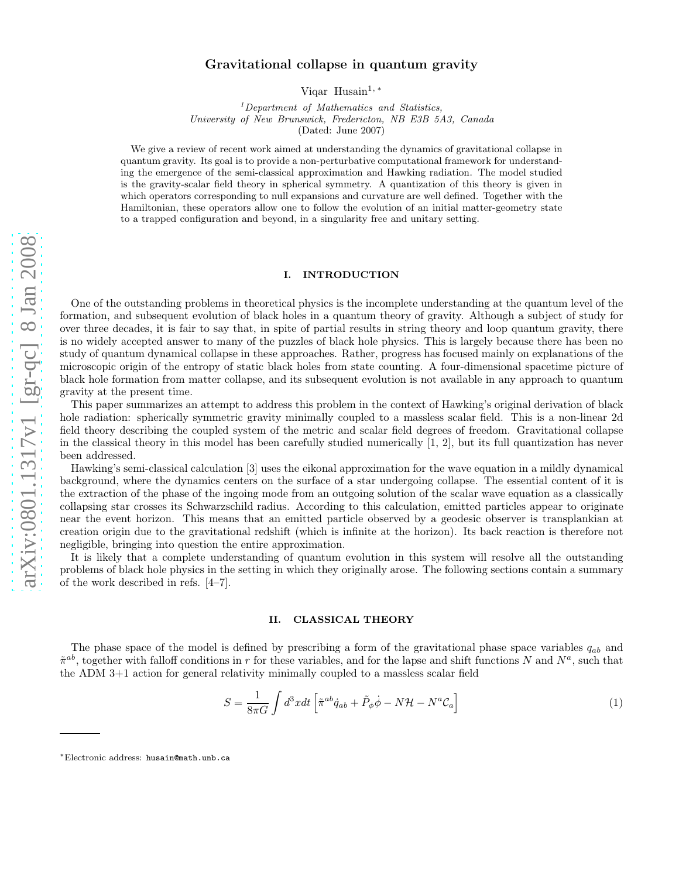# Gravitational collapse in quantum gravity

Viqar Husain[1,*]

[1]*Department of Mathematics and Statistics, University of New Brunswick, Fredericton, NB E3B 5A3, Canada*
(Dated: June 2007)

We give a review of recent work aimed at understanding the dynamics of gravitational collapse in quantum gravity. Its goal is to provide a non-perturbative computational framework for understanding the emergence of the semi-classical approximation and Hawking radiation. The model studied is the gravity-scalar field theory in spherical symmetry. A quantization of this theory is given in which operators corresponding to null expansions and curvature are well defined. Together with the Hamiltonian, these operators allow one to follow the evolution of an initial matter-geometry state to a trapped configuration and beyond, in a singularity free and unitary setting.

## I. INTRODUCTION

One of the outstanding problems in theoretical physics is the incomplete understanding at the quantum level of the formation, and subsequent evolution of black holes in a quantum theory of gravity. Although a subject of study for over three decades, it is fair to say that, in spite of partial results in string theory and loop quantum gravity, there is no widely accepted answer to many of the puzzles of black hole physics. This is largely because there has been no study of quantum dynamical collapse in these approaches. Rather, progress has focused mainly on explanations of the microscopic origin of the entropy of static black holes from state counting. A four-dimensional spacetime picture of black hole formation from matter collapse, and its subsequent evolution is not available in any approach to quantum gravity at the present time.

This paper summarizes an attempt to address this problem in the context of Hawking's original derivation of black hole radiation: spherically symmetric gravity minimally coupled to a massless scalar field. This is a non-linear 2d field theory describing the coupled system of the metric and scalar field degrees of freedom. Gravitational collapse in the classical theory in this model has been carefully studied numerically [1, 2], but its full quantization has never been addressed.

Hawking's semi-classical calculation [3] uses the eikonal approximation for the wave equation in a mildly dynamical background, where the dynamics centers on the surface of a star undergoing collapse. The essential content of it is the extraction of the phase of the ingoing mode from an outgoing solution of the scalar wave equation as a classically collapsing star crosses its Schwarzschild radius. According to this calculation, emitted particles appear to originate near the event horizon. This means that an emitted particle observed by a geodesic observer is transplankian at creation origin due to the gravitational redshift (which is infinite at the horizon). Its back reaction is therefore not negligible, bringing into question the entire approximation.

It is likely that a complete understanding of quantum evolution in this system will resolve all the outstanding problems of black hole physics in the setting in which they originally arose. The following sections contain a summary of the work described in refs. [4–7].

## II. CLASSICAL THEORY

The phase space of the model is defined by prescribing a form of the gravitational phase space variables $q_{ab}$ and $\tilde{\pi}^{ab}$, together with falloff conditions in $r$ for these variables, and for the lapse and shift functions $N$ and $N^a$, such that the ADM 3+1 action for general relativity minimally coupled to a massless scalar field

$$S = \frac{1}{8\pi G}\int d^3x dt \left[\tilde{\pi}^{ab}\dot{q}_{ab} + \tilde{P}_\phi \dot{\phi} - N\mathcal{H} - N^a \mathcal{C}_a\right] \tag{1}$$

*Electronic address: husain@math.unb.ca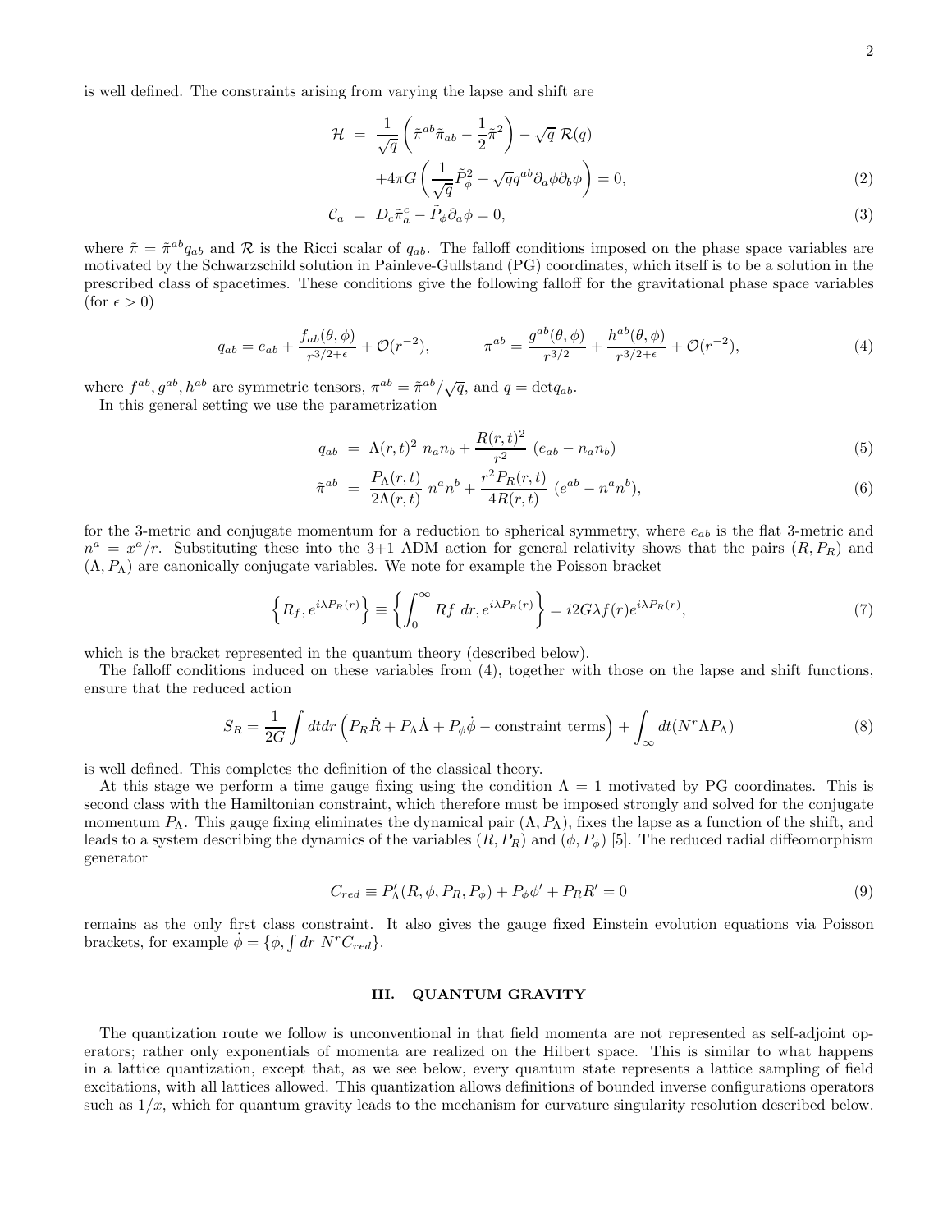is well defined. The constraints arising from varying the lapse and shift are

$$
\begin{aligned}
\mathcal{H} \;&=\; \frac{1}{\sqrt{q}}\left(\tilde{\pi}^{ab}\tilde{\pi}_{ab} - \frac{1}{2}\tilde{\pi}^2\right) - \sqrt{q}\ \mathcal{R}(q) \\
&\quad + 4\pi G\left(\frac{1}{\sqrt{q}}\tilde{P}_\phi^2 + \sqrt{q}q^{ab}\partial_a\phi\partial_b\phi\right) = 0, \qquad (2)\\
\mathcal{C}_a \;&=\; D_c\tilde{\pi}^c_a - \tilde{P}_\phi\partial_a\phi = 0, \qquad (3)
\end{aligned}
$$

where $\tilde{\pi} = \tilde{\pi}^{ab}q_{ab}$ and $\mathcal{R}$ is the Ricci scalar of $q_{ab}$. The falloff conditions imposed on the phase space variables are motivated by the Schwarzschild solution in Painleve-Gullstand (PG) coordinates, which itself is to be a solution in the prescribed class of spacetimes. These conditions give the following falloff for the gravitational phase space variables (for $\epsilon > 0$)

$$
q_{ab} = e_{ab} + \frac{f_{ab}(\theta,\phi)}{r^{3/2+\epsilon}} + \mathcal{O}(r^{-2}), \qquad \pi^{ab} = \frac{g^{ab}(\theta,\phi)}{r^{3/2}} + \frac{h^{ab}(\theta,\phi)}{r^{3/2+\epsilon}} + \mathcal{O}(r^{-2}), \qquad (4)
$$

where $f^{ab}, g^{ab}, h^{ab}$ are symmetric tensors, $\pi^{ab} = \tilde{\pi}^{ab}/\sqrt{q}$, and $q = \det q_{ab}$.

In this general setting we use the parametrization

$$
q_{ab} \;=\; \Lambda(r,t)^2\ n_a n_b + \frac{R(r,t)^2}{r^2}\ (e_{ab} - n_a n_b) \qquad (5)
$$

$$
\tilde{\pi}^{ab} \;=\; \frac{P_\Lambda(r,t)}{2\Lambda(r,t)}\ n^a n^b + \frac{r^2 P_R(r,t)}{4R(r,t)}\ (e^{ab} - n^a n^b), \qquad (6)
$$

for the 3-metric and conjugate momentum for a reduction to spherical symmetry, where $e_{ab}$ is the flat 3-metric and $n^a = x^a/r$. Substituting these into the 3+1 ADM action for general relativity shows that the pairs $(R, P_R)$ and $(\Lambda, P_\Lambda)$ are canonically conjugate variables. We note for example the Poisson bracket

$$
\left\{R_f, e^{i\lambda P_R(r)}\right\} \equiv \left\{\int_0^\infty Rf\ dr, e^{i\lambda P_R(r)}\right\} = i2G\lambda f(r)e^{i\lambda P_R(r)}, \qquad (7)
$$

which is the bracket represented in the quantum theory (described below).

The falloff conditions induced on these variables from (4), together with those on the lapse and shift functions, ensure that the reduced action

$$
S_R = \frac{1}{2G}\int dtdr\left(P_R\dot{R} + P_\Lambda\dot{\Lambda} + P_\phi\dot{\phi} - \text{constraint terms}\right) + \int_\infty dt(N^r\Lambda P_\Lambda) \qquad (8)
$$

is well defined. This completes the definition of the classical theory.

At this stage we perform a time gauge fixing using the condition $\Lambda = 1$ motivated by PG coordinates. This is second class with the Hamiltonian constraint, which therefore must be imposed strongly and solved for the conjugate momentum $P_\Lambda$. This gauge fixing eliminates the dynamical pair $(\Lambda, P_\Lambda)$, fixes the lapse as a function of the shift, and leads to a system describing the dynamics of the variables $(R, P_R)$ and $(\phi, P_\phi)$ [5]. The reduced radial diffeomorphism generator

$$
C_{red} \equiv P_\Lambda'(R,\phi,P_R,P_\phi) + P_\phi\phi' + P_R R' = 0 \qquad (9)
$$

remains as the only first class constraint. It also gives the gauge fixed Einstein evolution equations via Poisson brackets, for example $\dot{\phi} = \{\phi, \int dr\ N^r C_{red}\}$.

## III. QUANTUM GRAVITY

The quantization route we follow is unconventional in that field momenta are not represented as self-adjoint operators; rather only exponentials of momenta are realized on the Hilbert space. This is similar to what happens in a lattice quantization, except that, as we see below, every quantum state represents a lattice sampling of field excitations, with all lattices allowed. This quantization allows definitions of bounded inverse configurations operators such as $1/x$, which for quantum gravity leads to the mechanism for curvature singularity resolution described below.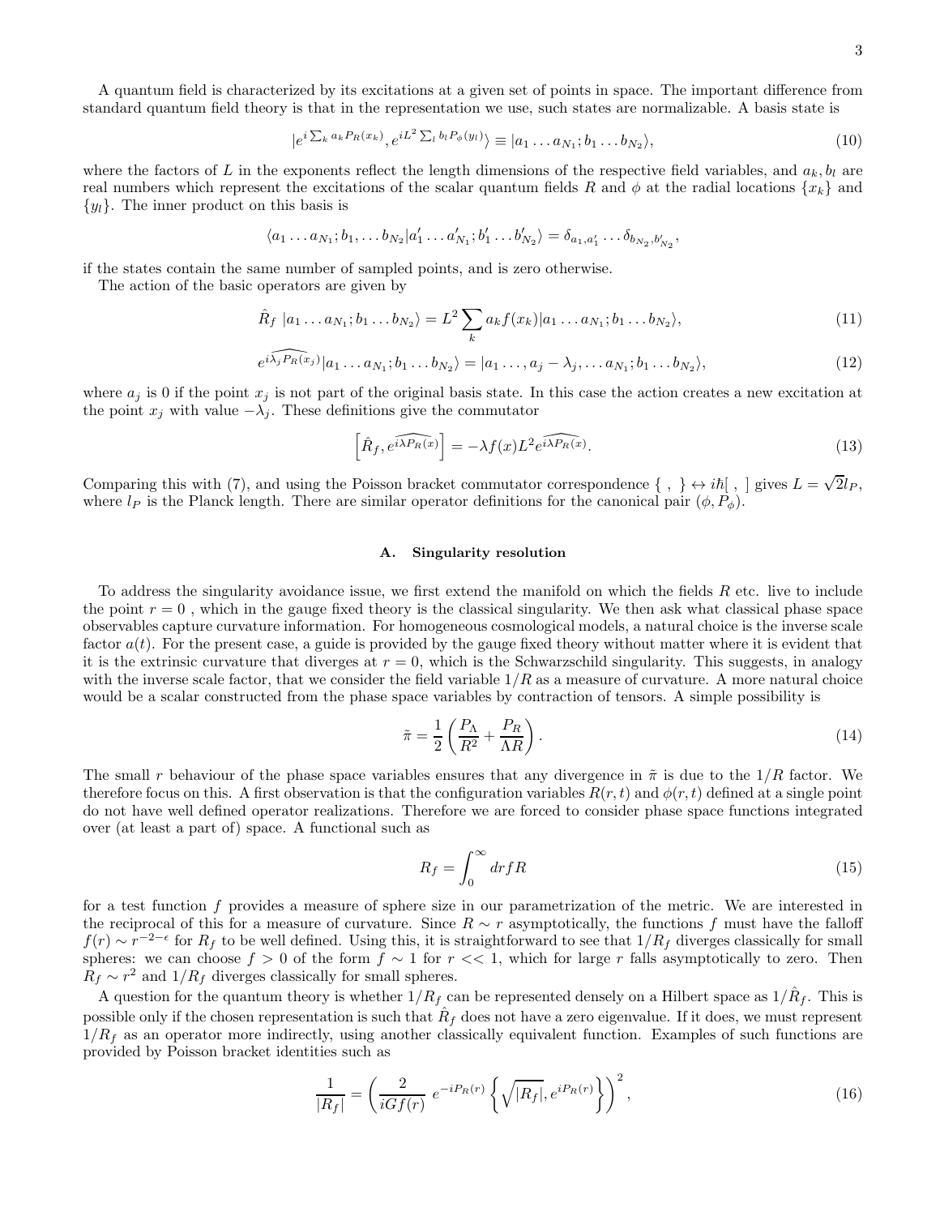A quantum field is characterized by its excitations at a given set of points in space. The important difference from standard quantum field theory is that in the representation we use, such states are normalizable. A basis state is

$$|e^{i\sum_k a_k P_R(x_k)}, e^{iL^2\sum_l b_l P_\phi(y_l)}\rangle \equiv |a_1 \dots a_{N_1}; b_1 \dots b_{N_2}\rangle, \tag{10}$$

where the factors of $L$ in the exponents reflect the length dimensions of the respective field variables, and $a_k, b_l$ are real numbers which represent the excitations of the scalar quantum fields $R$ and $\phi$ at the radial locations $\{x_k\}$ and $\{y_l\}$. The inner product on this basis is

$$\langle a_1 \dots a_{N_1}; b_1, \dots b_{N_2} | a'_1 \dots a'_{N_1}; b'_1 \dots b'_{N_2}\rangle = \delta_{a_1, a'_1} \dots \delta_{b_{N_2}, b'_{N_2}},$$

if the states contain the same number of sampled points, and is zero otherwise.

The action of the basic operators are given by

$$\hat{R}_f \; |a_1 \dots a_{N_1}; b_1 \dots b_{N_2}\rangle = L^2 \sum_k a_k f(x_k) |a_1 \dots a_{N_1}; b_1 \dots b_{N_2}\rangle, \tag{11}$$

$$e^{i\widehat{\lambda_j P_R(x_j)}} |a_1 \dots a_{N_1}; b_1 \dots b_{N_2}\rangle = |a_1 \dots, a_j - \lambda_j, \dots a_{N_1}; b_1 \dots b_{N_2}\rangle, \tag{12}$$

where $a_j$ is 0 if the point $x_j$ is not part of the original basis state. In this case the action creates a new excitation at the point $x_j$ with value $-\lambda_j$. These definitions give the commutator

$$\left[\hat{R}_f, e^{\widehat{i\lambda P_R(x)}}\right] = -\lambda f(x) L^2 e^{\widehat{i\lambda P_R(x)}}. \tag{13}$$

Comparing this with (7), and using the Poisson bracket commutator correspondence $\{\ ,\ \} \leftrightarrow i\hbar[\ ,\ ]$ gives $L = \sqrt{2} l_P$, where $l_P$ is the Planck length. There are similar operator definitions for the canonical pair $(\phi, P_\phi)$.

### A. Singularity resolution

To address the singularity avoidance issue, we first extend the manifold on which the fields $R$ etc. live to include the point $r = 0$ , which in the gauge fixed theory is the classical singularity. We then ask what classical phase space observables capture curvature information. For homogeneous cosmological models, a natural choice is the inverse scale factor $a(t)$. For the present case, a guide is provided by the gauge fixed theory without matter where it is evident that it is the extrinsic curvature that diverges at $r = 0$, which is the Schwarzschild singularity. This suggests, in analogy with the inverse scale factor, that we consider the field variable $1/R$ as a measure of curvature. A more natural choice would be a scalar constructed from the phase space variables by contraction of tensors. A simple possibility is

$$\tilde{\pi} = \frac{1}{2}\left(\frac{P_\Lambda}{R^2} + \frac{P_R}{\Lambda R}\right). \tag{14}$$

The small $r$ behaviour of the phase space variables ensures that any divergence in $\tilde{\pi}$ is due to the $1/R$ factor. We therefore focus on this. A first observation is that the configuration variables $R(r,t)$ and $\phi(r,t)$ defined at a single point do not have well defined operator realizations. Therefore we are forced to consider phase space functions integrated over (at least a part of) space. A functional such as

$$R_f = \int_0^\infty dr f R \tag{15}$$

for a test function $f$ provides a measure of sphere size in our parametrization of the metric. We are interested in the reciprocal of this for a measure of curvature. Since $R \sim r$ asymptotically, the functions $f$ must have the falloff $f(r) \sim r^{-2-\epsilon}$ for $R_f$ to be well defined. Using this, it is straightforward to see that $1/R_f$ diverges classically for small spheres: we can choose $f > 0$ of the form $f \sim 1$ for $r << 1$, which for large $r$ falls asymptotically to zero. Then $R_f \sim r^2$ and $1/R_f$ diverges classically for small spheres.

A question for the quantum theory is whether $1/R_f$ can be represented densely on a Hilbert space as $1/\hat{R}_f$. This is possible only if the chosen representation is such that $\hat{R}_f$ does not have a zero eigenvalue. If it does, we must represent $1/R_f$ as an operator more indirectly, using another classically equivalent function. Examples of such functions are provided by Poisson bracket identities such as

$$\frac{1}{|R_f|} = \left(\frac{2}{iGf(r)}\; e^{-iP_R(r)} \left\{\sqrt{|R_f|}, e^{iP_R(r)}\right\}\right)^2, \tag{16}$$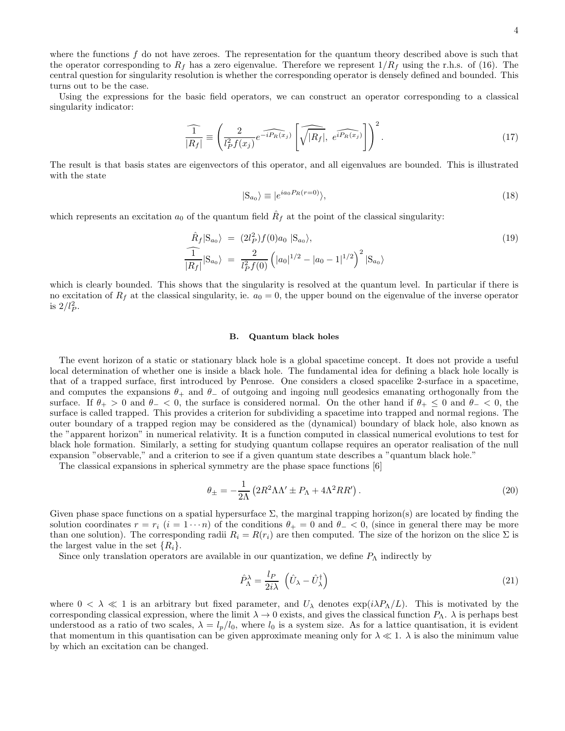where the functions $f$ do not have zeroes. The representation for the quantum theory described above is such that the operator corresponding to $R_f$ has a zero eigenvalue. Therefore we represent $1/R_f$ using the r.h.s. of (16). The central question for singularity resolution is whether the corresponding operator is densely defined and bounded. This turns out to be the case.

Using the expressions for the basic field operators, we can construct an operator corresponding to a classical singularity indicator:

$$\widehat{\frac{1}{|R_f|}} \equiv \left( \frac{2}{l_P^2 f(x_j)} e^{\widehat{-iP_R(x_j)}} \left[ \widehat{\sqrt{|R_f|}},\ \widehat{e^{iP_R(x_j)}} \right] \right)^2 . \tag{17}$$

The result is that basis states are eigenvectors of this operator, and all eigenvalues are bounded. This is illustrated with the state

$$|\mathrm{S}_{a_0}\rangle \equiv |e^{ia_0 P_R(r=0)}\rangle, \tag{18}$$

which represents an excitation $a_0$ of the quantum field $\hat{R}_f$ at the point of the classical singularity:

$$\begin{aligned} \hat{R}_f|\mathrm{S}_{a_0}\rangle &= (2l_P^2)f(0)a_0\ |\mathrm{S}_{a_0}\rangle, \\ \widehat{\frac{1}{|R_f|}}|\mathrm{S}_{a_0}\rangle &= \frac{2}{l_P^2 f(0)} \left( |a_0|^{1/2} - |a_0 - 1|^{1/2} \right)^2 |\mathrm{S}_{a_0}\rangle \end{aligned} \tag{19}$$

which is clearly bounded. This shows that the singularity is resolved at the quantum level. In particular if there is no excitation of $R_f$ at the classical singularity, ie. $a_0 = 0$, the upper bound on the eigenvalue of the inverse operator is $2/l_P^2$.

### B. Quantum black holes

The event horizon of a static or stationary black hole is a global spacetime concept. It does not provide a useful local determination of whether one is inside a black hole. The fundamental idea for defining a black hole locally is that of a trapped surface, first introduced by Penrose. One considers a closed spacelike 2-surface in a spacetime, and computes the expansions $\theta_+$ and $\theta_-$ of outgoing and ingoing null geodesics emanating orthogonally from the surface. If $\theta_+ > 0$ and $\theta_- < 0$, the surface is considered normal. On the other hand if $\theta_+ \leq 0$ and $\theta_- < 0$, the surface is called trapped. This provides a criterion for subdividing a spacetime into trapped and normal regions. The outer boundary of a trapped region may be considered as the (dynamical) boundary of black hole, also known as the "apparent horizon" in numerical relativity. It is a function computed in classical numerical evolutions to test for black hole formation. Similarly, a setting for studying quantum collapse requires an operator realisation of the null expansion "observable," and a criterion to see if a given quantum state describes a "quantum black hole."

The classical expansions in spherical symmetry are the phase space functions [6]

$$\theta_\pm = -\frac{1}{2\Lambda}\left( 2R^2\Lambda\Lambda' \pm P_\Lambda + 4\Lambda^2 R R' \right). \tag{20}$$

Given phase space functions on a spatial hypersurface $\Sigma$, the marginal trapping horizon(s) are located by finding the solution coordinates $r = r_i$ $(i = 1 \cdots n)$ of the conditions $\theta_+ = 0$ and $\theta_- < 0$, (since in general there may be more than one solution). The corresponding radii $R_i = R(r_i)$ are then computed. The size of the horizon on the slice $\Sigma$ is the largest value in the set $\{R_i\}$.

Since only translation operators are available in our quantization, we define $P_\Lambda$ indirectly by

$$\hat{P}_\Lambda^\lambda = \frac{l_P}{2i\lambda}\ \left( \hat{U}_\lambda - \hat{U}_\lambda^\dagger \right) \tag{21}$$

where $0 < \lambda \ll 1$ is an arbitrary but fixed parameter, and $U_\lambda$ denotes $\exp(i\lambda P_\Lambda / L)$. This is motivated by the corresponding classical expression, where the limit $\lambda \to 0$ exists, and gives the classical function $P_\Lambda$. $\lambda$ is perhaps best understood as a ratio of two scales, $\lambda = l_p / l_0$, where $l_0$ is a system size. As for a lattice quantisation, it is evident that momentum in this quantisation can be given approximate meaning only for $\lambda \ll 1$. $\lambda$ is also the minimum value by which an excitation can be changed.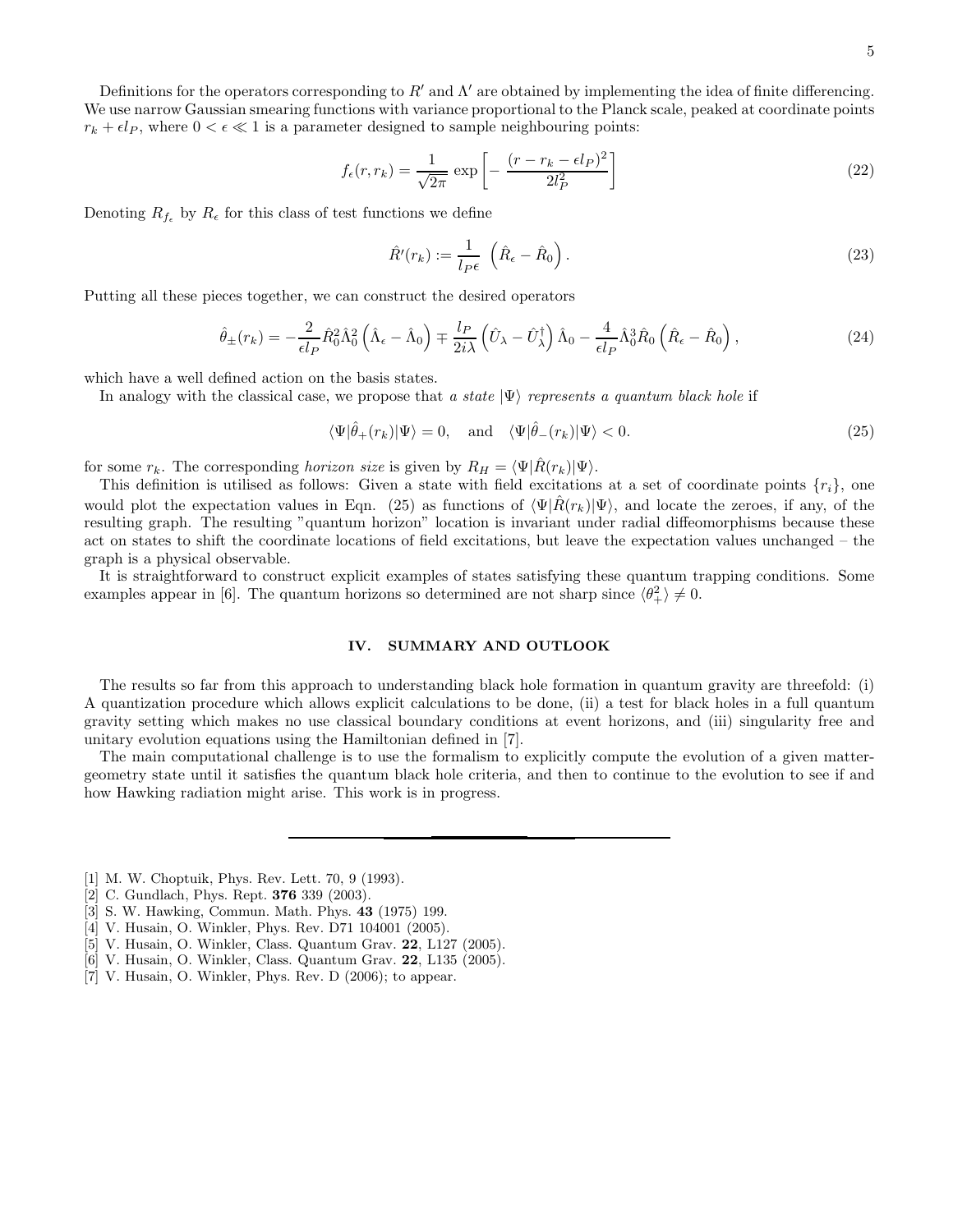Definitions for the operators corresponding to $R'$ and $\Lambda'$ are obtained by implementing the idea of finite differencing. We use narrow Gaussian smearing functions with variance proportional to the Planck scale, peaked at coordinate points $r_k + \epsilon l_P$, where $0 < \epsilon \ll 1$ is a parameter designed to sample neighbouring points:

$$f_\epsilon(r, r_k) = \frac{1}{\sqrt{2\pi}} \exp\left[ - \frac{(r - r_k - \epsilon l_P)^2}{2 l_P^2} \right] \tag{22}$$

Denoting $R_{f_\epsilon}$ by $R_\epsilon$ for this class of test functions we define

$$\hat{R}'(r_k) := \frac{1}{l_P \epsilon} \left( \hat{R}_\epsilon - \hat{R}_0 \right). \tag{23}$$

Putting all these pieces together, we can construct the desired operators

$$\hat{\theta}_\pm(r_k) = -\frac{2}{\epsilon l_P} \hat{R}_0^2 \hat{\Lambda}_0^2 \left( \hat{\Lambda}_\epsilon - \hat{\Lambda}_0 \right) \mp \frac{l_P}{2 i \lambda} \left( \hat{U}_\lambda - \hat{U}_\lambda^\dagger \right) \hat{\Lambda}_0 - \frac{4}{\epsilon l_P} \hat{\Lambda}_0^3 \hat{R}_0 \left( \hat{R}_\epsilon - \hat{R}_0 \right), \tag{24}$$

which have a well defined action on the basis states.

In analogy with the classical case, we propose that *a state* $|\Psi\rangle$ *represents a quantum black hole* if

$$\langle \Psi | \hat{\theta}_+(r_k) | \Psi \rangle = 0, \quad \text{and} \quad \langle \Psi | \hat{\theta}_-(r_k) | \Psi \rangle < 0. \tag{25}$$

for some $r_k$. The corresponding *horizon size* is given by $R_H = \langle \Psi | \hat{R}(r_k) | \Psi \rangle$.

This definition is utilised as follows: Given a state with field excitations at a set of coordinate points $\{r_i\}$, one would plot the expectation values in Eqn. (25) as functions of $\langle \Psi | \hat{R}(r_k) | \Psi \rangle$, and locate the zeroes, if any, of the resulting graph. The resulting "quantum horizon" location is invariant under radial diffeomorphisms because these act on states to shift the coordinate locations of field excitations, but leave the expectation values unchanged – the graph is a physical observable.

It is straightforward to construct explicit examples of states satisfying these quantum trapping conditions. Some examples appear in [6]. The quantum horizons so determined are not sharp since $\langle \theta_+^2 \rangle \neq 0$.

## IV. SUMMARY AND OUTLOOK

The results so far from this approach to understanding black hole formation in quantum gravity are threefold: (i) A quantization procedure which allows explicit calculations to be done, (ii) a test for black holes in a full quantum gravity setting which makes no use classical boundary conditions at event horizons, and (iii) singularity free and unitary evolution equations using the Hamiltonian defined in [7].

The main computational challenge is to use the formalism to explicitly compute the evolution of a given matter-geometry state until it satisfies the quantum black hole criteria, and then to continue to the evolution to see if and how Hawking radiation might arise. This work is in progress.

---

[1] M. W. Choptuik, Phys. Rev. Lett. 70, 9 (1993).
[2] C. Gundlach, Phys. Rept. **376** 339 (2003).
[3] S. W. Hawking, Commun. Math. Phys. **43** (1975) 199.
[4] V. Husain, O. Winkler, Phys. Rev. D71 104001 (2005).
[5] V. Husain, O. Winkler, Class. Quantum Grav. **22**, L127 (2005).
[6] V. Husain, O. Winkler, Class. Quantum Grav. **22**, L135 (2005).
[7] V. Husain, O. Winkler, Phys. Rev. D (2006); to appear.